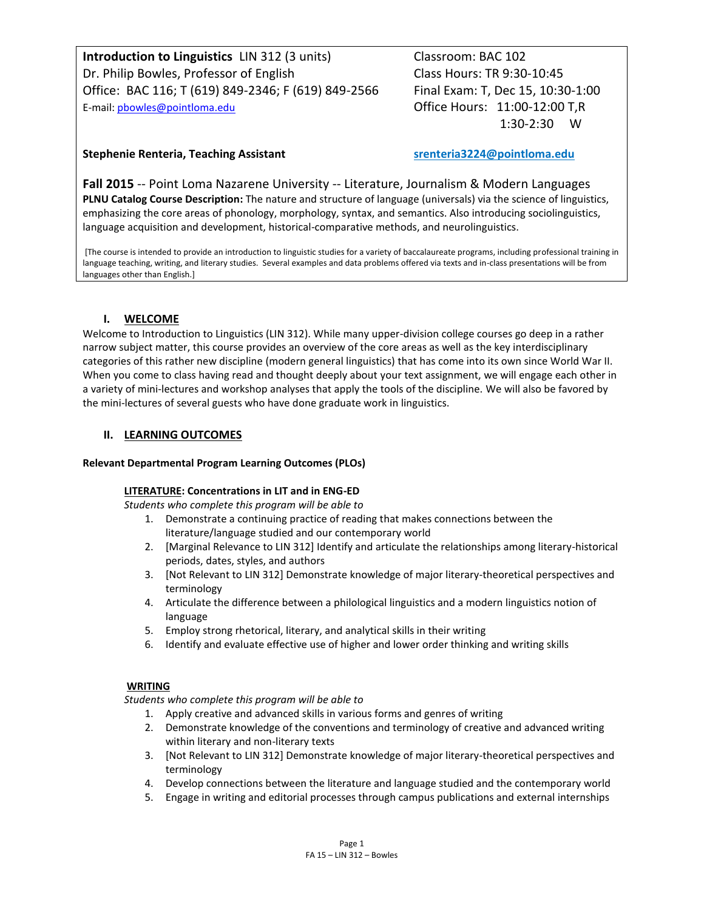**Introduction to Linguistics** LIN 312 (3 units)
Dr. Philip Bowles, Professor of English
Office: BAC 116; T (619) 849-2346; F (619) 849-2566
E-mail: pbowles@pointloma.edu

Classroom: BAC 102
Class Hours: TR 9:30-10:45
Final Exam: T, Dec 15, 10:30-1:00
Office Hours: 11:00-12:00 T,R
1:30-2:30 W

**Stephenie Renteria, Teaching Assistant** **srenteria3224@pointloma.edu**

**Fall 2015** -- Point Loma Nazarene University -- Literature, Journalism & Modern Languages
**PLNU Catalog Course Description:** The nature and structure of language (universals) via the science of linguistics, emphasizing the core areas of phonology, morphology, syntax, and semantics. Also introducing sociolinguistics, language acquisition and development, historical-comparative methods, and neurolinguistics.

[The course is intended to provide an introduction to linguistic studies for a variety of baccalaureate programs, including professional training in language teaching, writing, and literary studies. Several examples and data problems offered via texts and in-class presentations will be from languages other than English.]

## I. WELCOME

Welcome to Introduction to Linguistics (LIN 312). While many upper-division college courses go deep in a rather narrow subject matter, this course provides an overview of the core areas as well as the key interdisciplinary categories of this rather new discipline (modern general linguistics) that has come into its own since World War II. When you come to class having read and thought deeply about your text assignment, we will engage each other in a variety of mini-lectures and workshop analyses that apply the tools of the discipline. We will also be favored by the mini-lectures of several guests who have done graduate work in linguistics.

## II. LEARNING OUTCOMES

### Relevant Departmental Program Learning Outcomes (PLOs)

**LITERATURE: Concentrations in LIT and in ENG-ED**

*Students who complete this program will be able to*

1. Demonstrate a continuing practice of reading that makes connections between the literature/language studied and our contemporary world
2. [Marginal Relevance to LIN 312] Identify and articulate the relationships among literary-historical periods, dates, styles, and authors
3. [Not Relevant to LIN 312] Demonstrate knowledge of major literary-theoretical perspectives and terminology
4. Articulate the difference between a philological linguistics and a modern linguistics notion of language
5. Employ strong rhetorical, literary, and analytical skills in their writing
6. Identify and evaluate effective use of higher and lower order thinking and writing skills

**WRITING**

*Students who complete this program will be able to*

1. Apply creative and advanced skills in various forms and genres of writing
2. Demonstrate knowledge of the conventions and terminology of creative and advanced writing within literary and non-literary texts
3. [Not Relevant to LIN 312] Demonstrate knowledge of major literary-theoretical perspectives and terminology
4. Develop connections between the literature and language studied and the contemporary world
5. Engage in writing and editorial processes through campus publications and external internships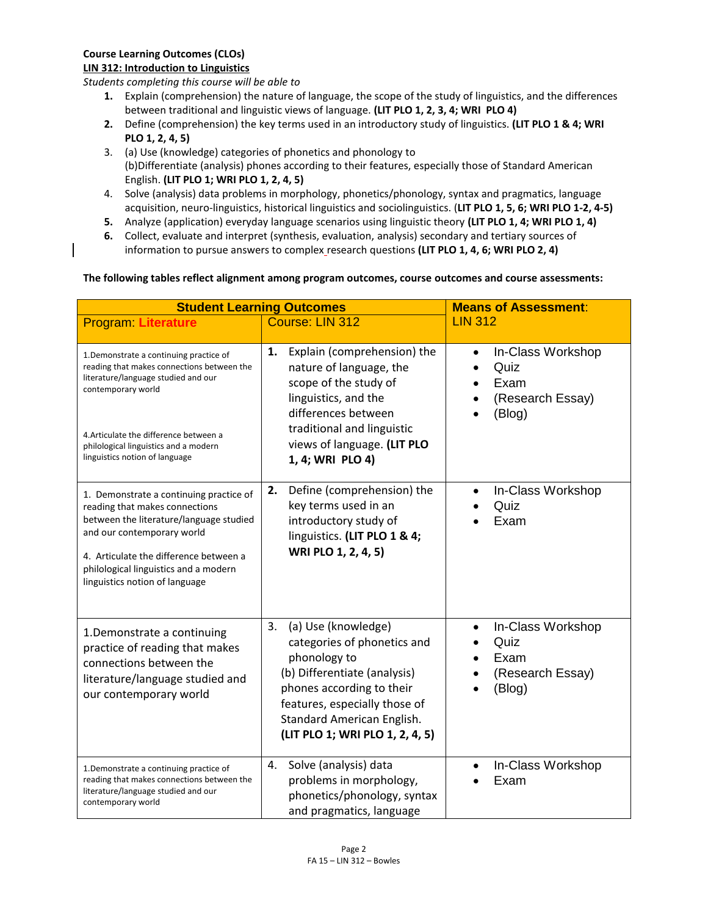**Course Learning Outcomes (CLOs)**

**LIN 312: Introduction to Linguistics**

*Students completing this course will be able to*

1. Explain (comprehension) the nature of language, the scope of the study of linguistics, and the differences between traditional and linguistic views of language. **(LIT PLO 1, 2, 3, 4; WRI PLO 4)**
2. Define (comprehension) the key terms used in an introductory study of linguistics. **(LIT PLO 1 & 4; WRI PLO 1, 2, 4, 5)**
3. (a) Use (knowledge) categories of phonetics and phonology to
   (b)Differentiate (analysis) phones according to their features, especially those of Standard American English. **(LIT PLO 1; WRI PLO 1, 2, 4, 5)**
4. Solve (analysis) data problems in morphology, phonetics/phonology, syntax and pragmatics, language acquisition, neuro-linguistics, historical linguistics and sociolinguistics. (**LIT PLO 1, 5, 6; WRI PLO 1-2, 4-5)**
5. Analyze (application) everyday language scenarios using linguistic theory **(LIT PLO 1, 4; WRI PLO 1, 4)**
6. Collect, evaluate and interpret (synthesis, evaluation, analysis) secondary and tertiary sources of information to pursue answers to complex research questions **(LIT PLO 1, 4, 6; WRI PLO 2, 4)**

**The following tables reflect alignment among program outcomes, course outcomes and course assessments:**

| **Student Learning Outcomes** | | **Means of Assessment**: |
|---|---|---|
| Program: **Literature** | Course: LIN 312 | LIN 312 |
| 1.Demonstrate a continuing practice of reading that makes connections between the literature/language studied and our contemporary world<br><br>4.Articulate the difference between a philological linguistics and a modern linguistics notion of language | **1.** Explain (comprehension) the nature of language, the scope of the study of linguistics, and the differences between traditional and linguistic views of language. **(LIT PLO 1, 4; WRI PLO 4)** | • In-Class Workshop<br>• Quiz<br>• Exam<br>• (Research Essay)<br>• (Blog) |
| 1. Demonstrate a continuing practice of reading that makes connections between the literature/language studied and our contemporary world<br><br>4. Articulate the difference between a philological linguistics and a modern linguistics notion of language | **2.** Define (comprehension) the key terms used in an introductory study of linguistics. **(LIT PLO 1 & 4; WRI PLO 1, 2, 4, 5)** | • In-Class Workshop<br>• Quiz<br>• Exam |
| 1.Demonstrate a continuing practice of reading that makes connections between the literature/language studied and our contemporary world | 3. (a) Use (knowledge) categories of phonetics and phonology to<br>(b) Differentiate (analysis) phones according to their features, especially those of Standard American English. **(LIT PLO 1; WRI PLO 1, 2, 4, 5)** | • In-Class Workshop<br>• Quiz<br>• Exam<br>• (Research Essay)<br>• (Blog) |
| 1.Demonstrate a continuing practice of reading that makes connections between the literature/language studied and our contemporary world | 4. Solve (analysis) data problems in morphology, phonetics/phonology, syntax and pragmatics, language | • In-Class Workshop<br>• Exam |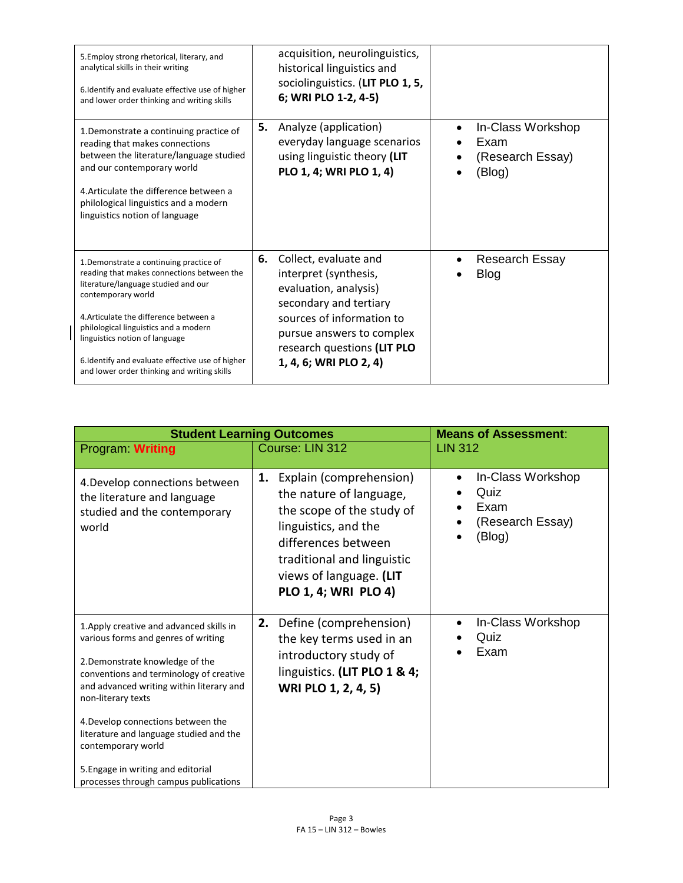| | | |
|---|---|---|
| 5.Employ strong rhetorical, literary, and analytical skills in their writing<br><br>6.Identify and evaluate effective use of higher and lower order thinking and writing skills | acquisition, neurolinguistics, historical linguistics and sociolinguistics. **(LIT PLO 1, 5, 6; WRI PLO 1-2, 4-5)** | |
| 1.Demonstrate a continuing practice of reading that makes connections between the literature/language studied and our contemporary world<br><br>4.Articulate the difference between a philological linguistics and a modern linguistics notion of language | **5.** Analyze (application) everyday language scenarios using linguistic theory **(LIT PLO 1, 4; WRI PLO 1, 4)** | • In-Class Workshop<br>• Exam<br>• (Research Essay)<br>• (Blog) |
| 1.Demonstrate a continuing practice of reading that makes connections between the literature/language studied and our contemporary world<br><br>4.Articulate the difference between a philological linguistics and a modern linguistics notion of language<br><br>6.Identify and evaluate effective use of higher and lower order thinking and writing skills | **6.** Collect, evaluate and interpret (synthesis, evaluation, analysis) secondary and tertiary sources of information to pursue answers to complex research questions **(LIT PLO 1, 4, 6; WRI PLO 2, 4)** | • Research Essay<br>• Blog |

| **Student Learning Outcomes** | | **Means of Assessment**: |
|---|---|---|
| Program: **Writing** | Course: LIN 312 | LIN 312 |
| 4.Develop connections between the literature and language studied and the contemporary world | **1.** Explain (comprehension) the nature of language, the scope of the study of linguistics, and the differences between traditional and linguistic views of language. **(LIT PLO 1, 4; WRI PLO 4)** | • In-Class Workshop<br>• Quiz<br>• Exam<br>• (Research Essay)<br>• (Blog) |
| 1.Apply creative and advanced skills in various forms and genres of writing<br><br>2.Demonstrate knowledge of the conventions and terminology of creative and advanced writing within literary and non-literary texts<br><br>4.Develop connections between the literature and language studied and the contemporary world<br><br>5.Engage in writing and editorial processes through campus publications | **2.** Define (comprehension) the key terms used in an introductory study of linguistics. **(LIT PLO 1 & 4; WRI PLO 1, 2, 4, 5)** | • In-Class Workshop<br>• Quiz<br>• Exam |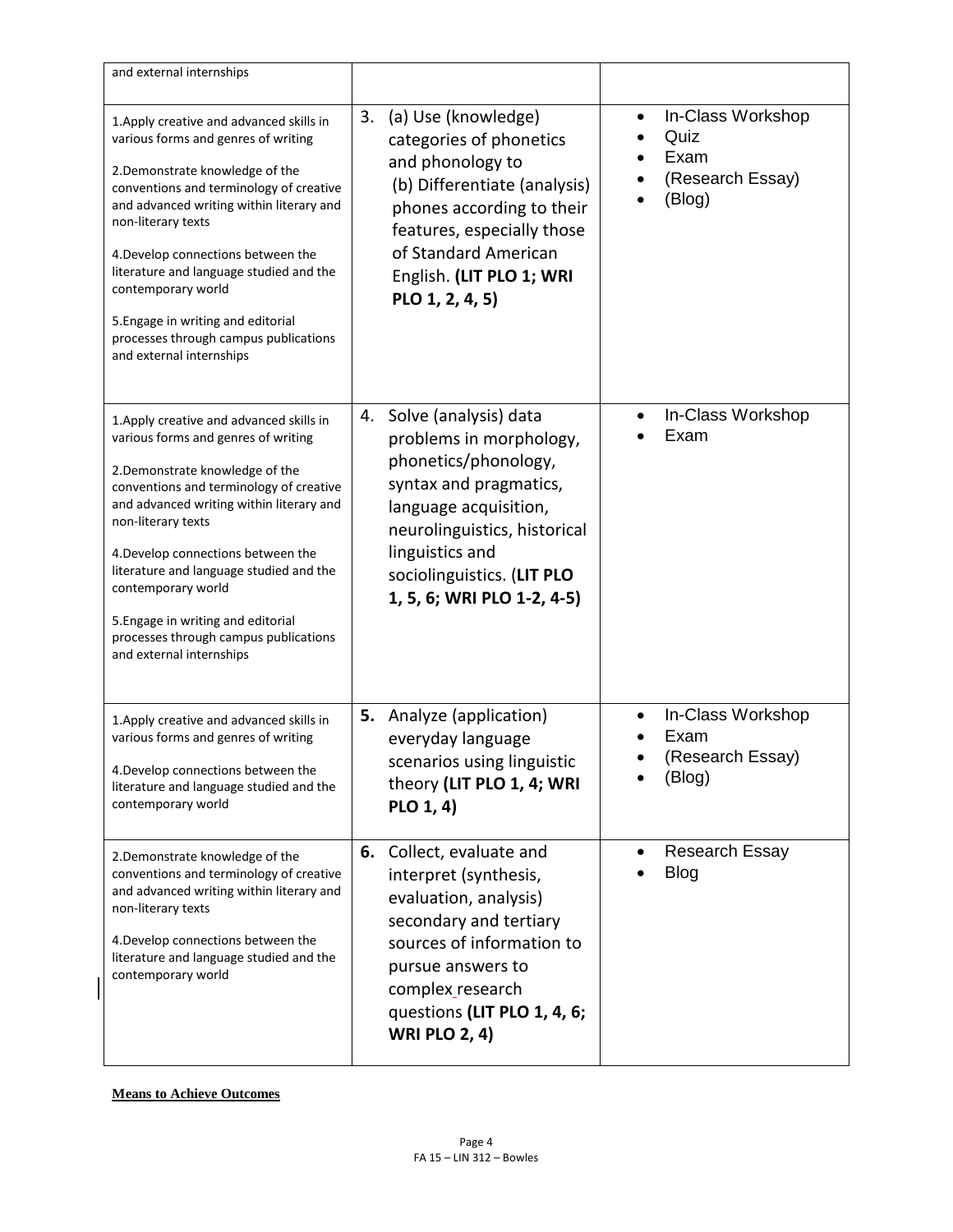| | | |
|---|---|---|
| and external internships | | |
| 1.Apply creative and advanced skills in various forms and genres of writing<br><br>2.Demonstrate knowledge of the conventions and terminology of creative and advanced writing within literary and non-literary texts<br><br>4.Develop connections between the literature and language studied and the contemporary world<br><br>5.Engage in writing and editorial processes through campus publications and external internships | 3. (a) Use (knowledge) categories of phonetics and phonology to (b) Differentiate (analysis) phones according to their features, especially those of Standard American English. **(LIT PLO 1; WRI PLO 1, 2, 4, 5)** | • In-Class Workshop<br>• Quiz<br>• Exam<br>• (Research Essay)<br>• (Blog) |
| 1.Apply creative and advanced skills in various forms and genres of writing<br><br>2.Demonstrate knowledge of the conventions and terminology of creative and advanced writing within literary and non-literary texts<br><br>4.Develop connections between the literature and language studied and the contemporary world<br><br>5.Engage in writing and editorial processes through campus publications and external internships | 4. Solve (analysis) data problems in morphology, phonetics/phonology, syntax and pragmatics, language acquisition, neurolinguistics, historical linguistics and sociolinguistics. (**LIT PLO 1, 5, 6; WRI PLO 1-2, 4-5)** | • In-Class Workshop<br>• Exam |
| 1.Apply creative and advanced skills in various forms and genres of writing<br><br>4.Develop connections between the literature and language studied and the contemporary world | **5.** Analyze (application) everyday language scenarios using linguistic theory **(LIT PLO 1, 4; WRI PLO 1, 4)** | • In-Class Workshop<br>• Exam<br>• (Research Essay)<br>• (Blog) |
| 2.Demonstrate knowledge of the conventions and terminology of creative and advanced writing within literary and non-literary texts<br><br>4.Develop connections between the literature and language studied and the contemporary world | **6.** Collect, evaluate and interpret (synthesis, evaluation, analysis) secondary and tertiary sources of information to pursue answers to complex research questions **(LIT PLO 1, 4, 6; WRI PLO 2, 4)** | • Research Essay<br>• Blog |

**Means to Achieve Outcomes**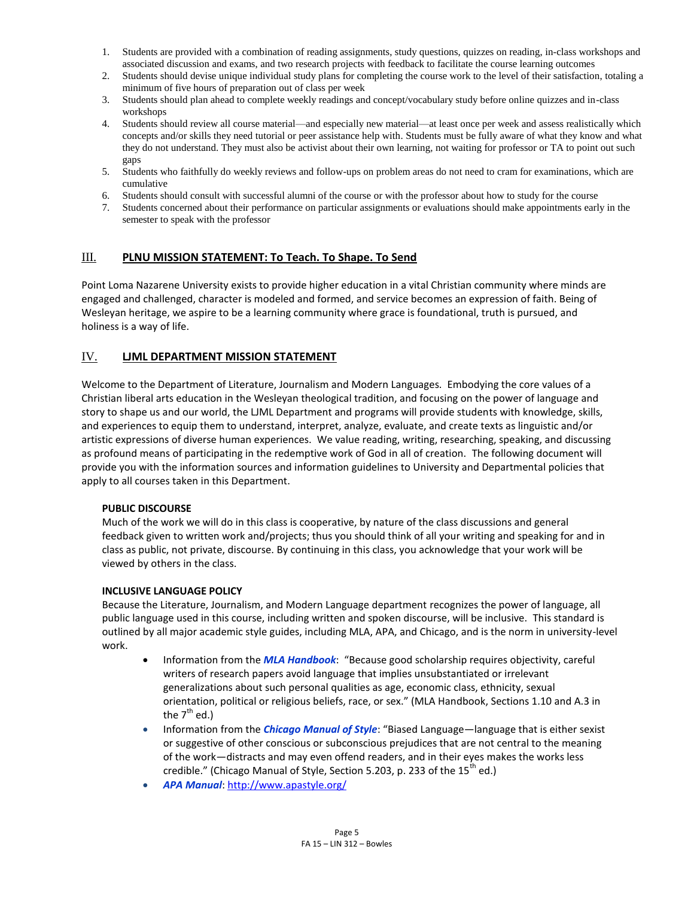1. Students are provided with a combination of reading assignments, study questions, quizzes on reading, in-class workshops and associated discussion and exams, and two research projects with feedback to facilitate the course learning outcomes
2. Students should devise unique individual study plans for completing the course work to the level of their satisfaction, totaling a minimum of five hours of preparation out of class per week
3. Students should plan ahead to complete weekly readings and concept/vocabulary study before online quizzes and in-class workshops
4. Students should review all course material—and especially new material—at least once per week and assess realistically which concepts and/or skills they need tutorial or peer assistance help with. Students must be fully aware of what they know and what they do not understand. They must also be activist about their own learning, not waiting for professor or TA to point out such gaps
5. Students who faithfully do weekly reviews and follow-ups on problem areas do not need to cram for examinations, which are cumulative
6. Students should consult with successful alumni of the course or with the professor about how to study for the course
7. Students concerned about their performance on particular assignments or evaluations should make appointments early in the semester to speak with the professor

## III. PLNU MISSION STATEMENT: To Teach. To Shape. To Send

Point Loma Nazarene University exists to provide higher education in a vital Christian community where minds are engaged and challenged, character is modeled and formed, and service becomes an expression of faith. Being of Wesleyan heritage, we aspire to be a learning community where grace is foundational, truth is pursued, and holiness is a way of life.

## IV. LJML DEPARTMENT MISSION STATEMENT

Welcome to the Department of Literature, Journalism and Modern Languages. Embodying the core values of a Christian liberal arts education in the Wesleyan theological tradition, and focusing on the power of language and story to shape us and our world, the LJML Department and programs will provide students with knowledge, skills, and experiences to equip them to understand, interpret, analyze, evaluate, and create texts as linguistic and/or artistic expressions of diverse human experiences. We value reading, writing, researching, speaking, and discussing as profound means of participating in the redemptive work of God in all of creation. The following document will provide you with the information sources and information guidelines to University and Departmental policies that apply to all courses taken in this Department.

**PUBLIC DISCOURSE**

Much of the work we will do in this class is cooperative, by nature of the class discussions and general feedback given to written work and/projects; thus you should think of all your writing and speaking for and in class as public, not private, discourse. By continuing in this class, you acknowledge that your work will be viewed by others in the class.

**INCLUSIVE LANGUAGE POLICY**

Because the Literature, Journalism, and Modern Language department recognizes the power of language, all public language used in this course, including written and spoken discourse, will be inclusive. This standard is outlined by all major academic style guides, including MLA, APA, and Chicago, and is the norm in university-level work.

- Information from the ***MLA Handbook***: "Because good scholarship requires objectivity, careful writers of research papers avoid language that implies unsubstantiated or irrelevant generalizations about such personal qualities as age, economic class, ethnicity, sexual orientation, political or religious beliefs, race, or sex." (MLA Handbook, Sections 1.10 and A.3 in the 7th ed.)
- Information from the ***Chicago Manual of Style***: "Biased Language—language that is either sexist or suggestive of other conscious or subconscious prejudices that are not central to the meaning of the work—distracts and may even offend readers, and in their eyes makes the works less credible." (Chicago Manual of Style, Section 5.203, p. 233 of the 15th ed.)
- ***APA Manual***: http://www.apastyle.org/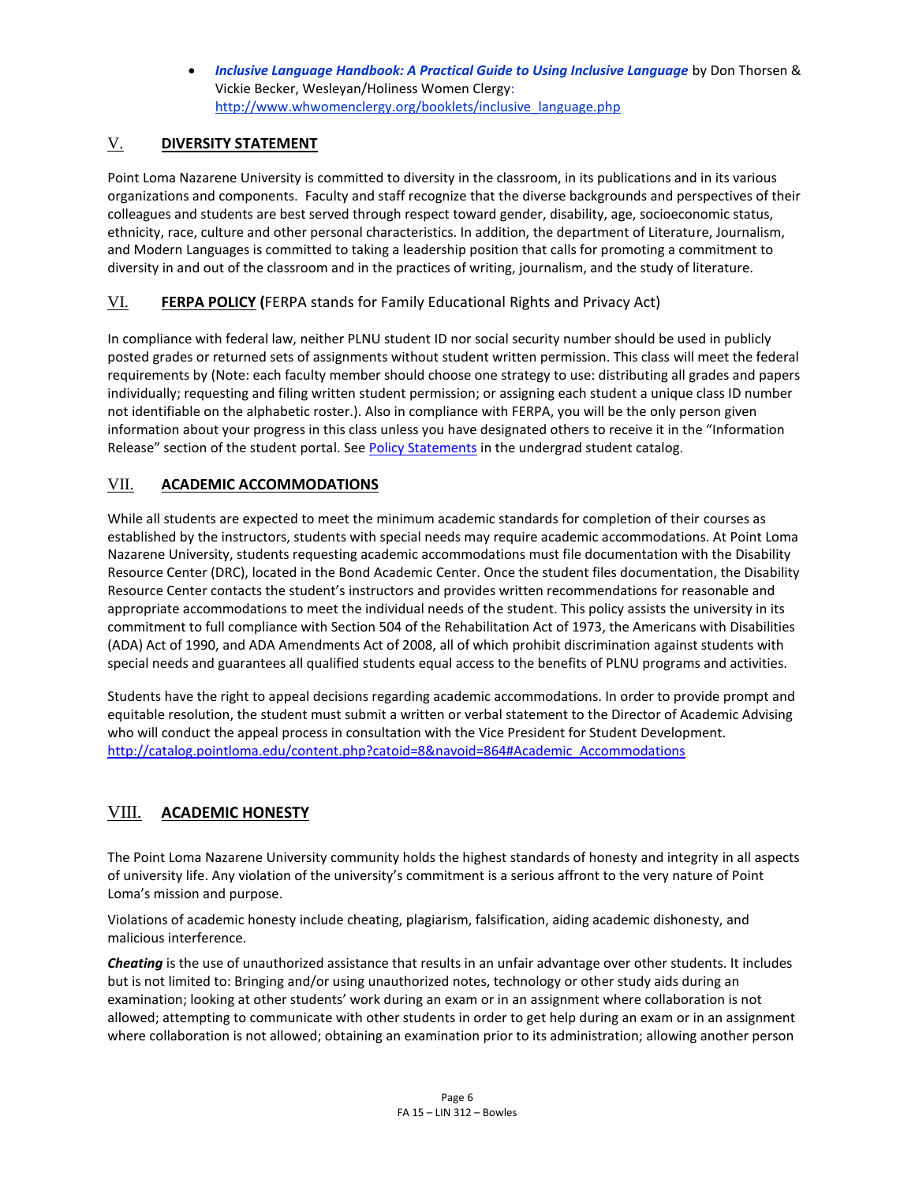- ***Inclusive Language Handbook: A Practical Guide to Using Inclusive Language*** by Don Thorsen & Vickie Becker, Wesleyan/Holiness Women Clergy: http://www.whwomenclergy.org/booklets/inclusive_language.php

## V. DIVERSITY STATEMENT

Point Loma Nazarene University is committed to diversity in the classroom, in its publications and in its various organizations and components. Faculty and staff recognize that the diverse backgrounds and perspectives of their colleagues and students are best served through respect toward gender, disability, age, socioeconomic status, ethnicity, race, culture and other personal characteristics. In addition, the department of Literature, Journalism, and Modern Languages is committed to taking a leadership position that calls for promoting a commitment to diversity in and out of the classroom and in the practices of writing, journalism, and the study of literature.

## VI. FERPA POLICY (FERPA stands for Family Educational Rights and Privacy Act)

In compliance with federal law, neither PLNU student ID nor social security number should be used in publicly posted grades or returned sets of assignments without student written permission. This class will meet the federal requirements by (Note: each faculty member should choose one strategy to use: distributing all grades and papers individually; requesting and filing written student permission; or assigning each student a unique class ID number not identifiable on the alphabetic roster.). Also in compliance with FERPA, you will be the only person given information about your progress in this class unless you have designated others to receive it in the "Information Release" section of the student portal. See Policy Statements in the undergrad student catalog.

## VII. ACADEMIC ACCOMMODATIONS

While all students are expected to meet the minimum academic standards for completion of their courses as established by the instructors, students with special needs may require academic accommodations. At Point Loma Nazarene University, students requesting academic accommodations must file documentation with the Disability Resource Center (DRC), located in the Bond Academic Center. Once the student files documentation, the Disability Resource Center contacts the student's instructors and provides written recommendations for reasonable and appropriate accommodations to meet the individual needs of the student. This policy assists the university in its commitment to full compliance with Section 504 of the Rehabilitation Act of 1973, the Americans with Disabilities (ADA) Act of 1990, and ADA Amendments Act of 2008, all of which prohibit discrimination against students with special needs and guarantees all qualified students equal access to the benefits of PLNU programs and activities.

Students have the right to appeal decisions regarding academic accommodations. In order to provide prompt and equitable resolution, the student must submit a written or verbal statement to the Director of Academic Advising who will conduct the appeal process in consultation with the Vice President for Student Development. http://catalog.pointloma.edu/content.php?catoid=8&navoid=864#Academic_Accommodations

## VIII. ACADEMIC HONESTY

The Point Loma Nazarene University community holds the highest standards of honesty and integrity in all aspects of university life. Any violation of the university's commitment is a serious affront to the very nature of Point Loma's mission and purpose.

Violations of academic honesty include cheating, plagiarism, falsification, aiding academic dishonesty, and malicious interference.

***Cheating*** is the use of unauthorized assistance that results in an unfair advantage over other students. It includes but is not limited to: Bringing and/or using unauthorized notes, technology or other study aids during an examination; looking at other students' work during an exam or in an assignment where collaboration is not allowed; attempting to communicate with other students in order to get help during an exam or in an assignment where collaboration is not allowed; obtaining an examination prior to its administration; allowing another person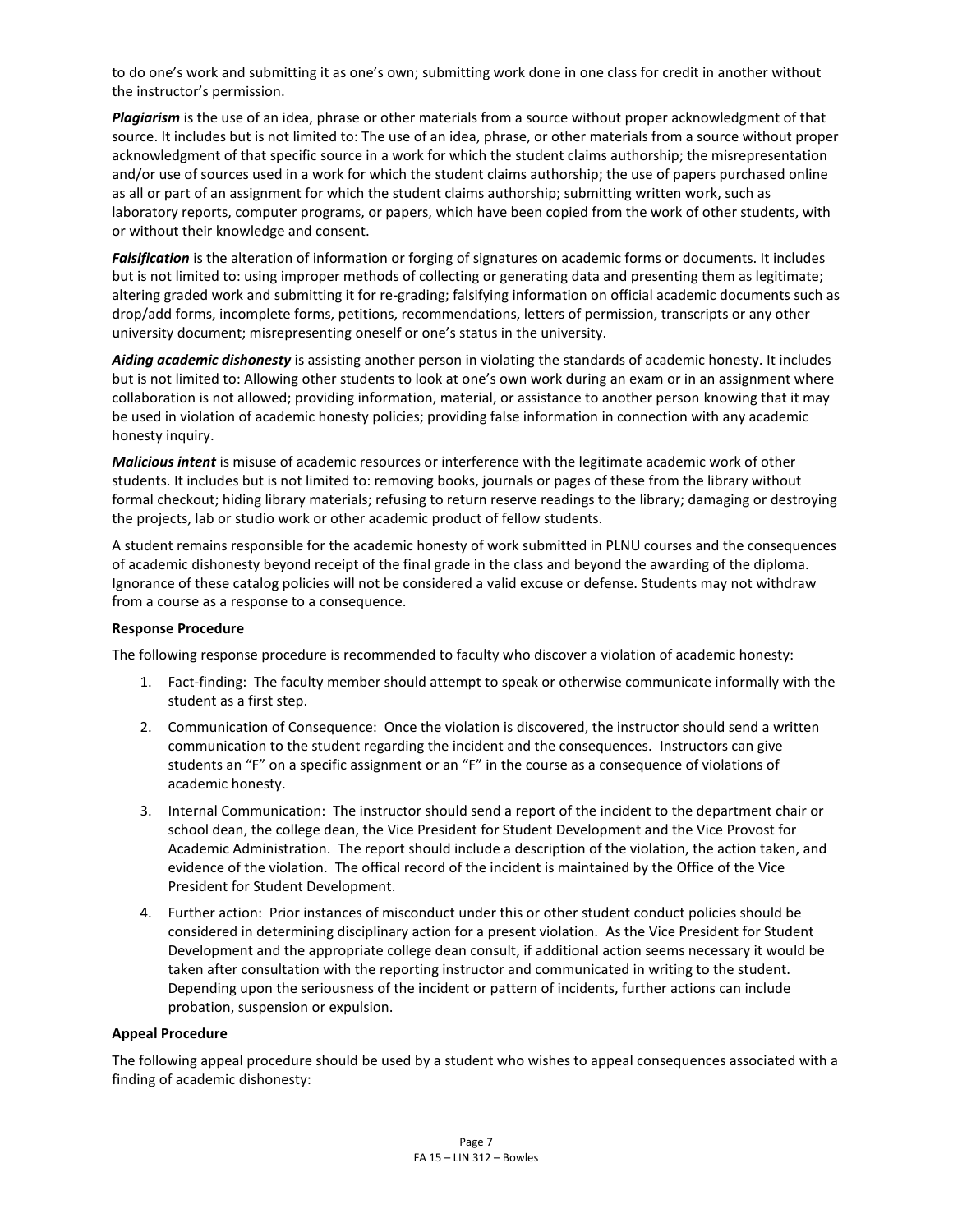to do one's work and submitting it as one's own; submitting work done in one class for credit in another without the instructor's permission.

***Plagiarism*** is the use of an idea, phrase or other materials from a source without proper acknowledgment of that source. It includes but is not limited to: The use of an idea, phrase, or other materials from a source without proper acknowledgment of that specific source in a work for which the student claims authorship; the misrepresentation and/or use of sources used in a work for which the student claims authorship; the use of papers purchased online as all or part of an assignment for which the student claims authorship; submitting written work, such as laboratory reports, computer programs, or papers, which have been copied from the work of other students, with or without their knowledge and consent.

***Falsification*** is the alteration of information or forging of signatures on academic forms or documents. It includes but is not limited to: using improper methods of collecting or generating data and presenting them as legitimate; altering graded work and submitting it for re-grading; falsifying information on official academic documents such as drop/add forms, incomplete forms, petitions, recommendations, letters of permission, transcripts or any other university document; misrepresenting oneself or one's status in the university.

***Aiding academic dishonesty*** is assisting another person in violating the standards of academic honesty. It includes but is not limited to: Allowing other students to look at one's own work during an exam or in an assignment where collaboration is not allowed; providing information, material, or assistance to another person knowing that it may be used in violation of academic honesty policies; providing false information in connection with any academic honesty inquiry.

***Malicious intent*** is misuse of academic resources or interference with the legitimate academic work of other students. It includes but is not limited to: removing books, journals or pages of these from the library without formal checkout; hiding library materials; refusing to return reserve readings to the library; damaging or destroying the projects, lab or studio work or other academic product of fellow students.

A student remains responsible for the academic honesty of work submitted in PLNU courses and the consequences of academic dishonesty beyond receipt of the final grade in the class and beyond the awarding of the diploma. Ignorance of these catalog policies will not be considered a valid excuse or defense. Students may not withdraw from a course as a response to a consequence.

**Response Procedure**

The following response procedure is recommended to faculty who discover a violation of academic honesty:

1. Fact-finding: The faculty member should attempt to speak or otherwise communicate informally with the student as a first step.
2. Communication of Consequence: Once the violation is discovered, the instructor should send a written communication to the student regarding the incident and the consequences. Instructors can give students an "F" on a specific assignment or an "F" in the course as a consequence of violations of academic honesty.
3. Internal Communication: The instructor should send a report of the incident to the department chair or school dean, the college dean, the Vice President for Student Development and the Vice Provost for Academic Administration. The report should include a description of the violation, the action taken, and evidence of the violation. The offical record of the incident is maintained by the Office of the Vice President for Student Development.
4. Further action: Prior instances of misconduct under this or other student conduct policies should be considered in determining disciplinary action for a present violation. As the Vice President for Student Development and the appropriate college dean consult, if additional action seems necessary it would be taken after consultation with the reporting instructor and communicated in writing to the student. Depending upon the seriousness of the incident or pattern of incidents, further actions can include probation, suspension or expulsion.

**Appeal Procedure**

The following appeal procedure should be used by a student who wishes to appeal consequences associated with a finding of academic dishonesty: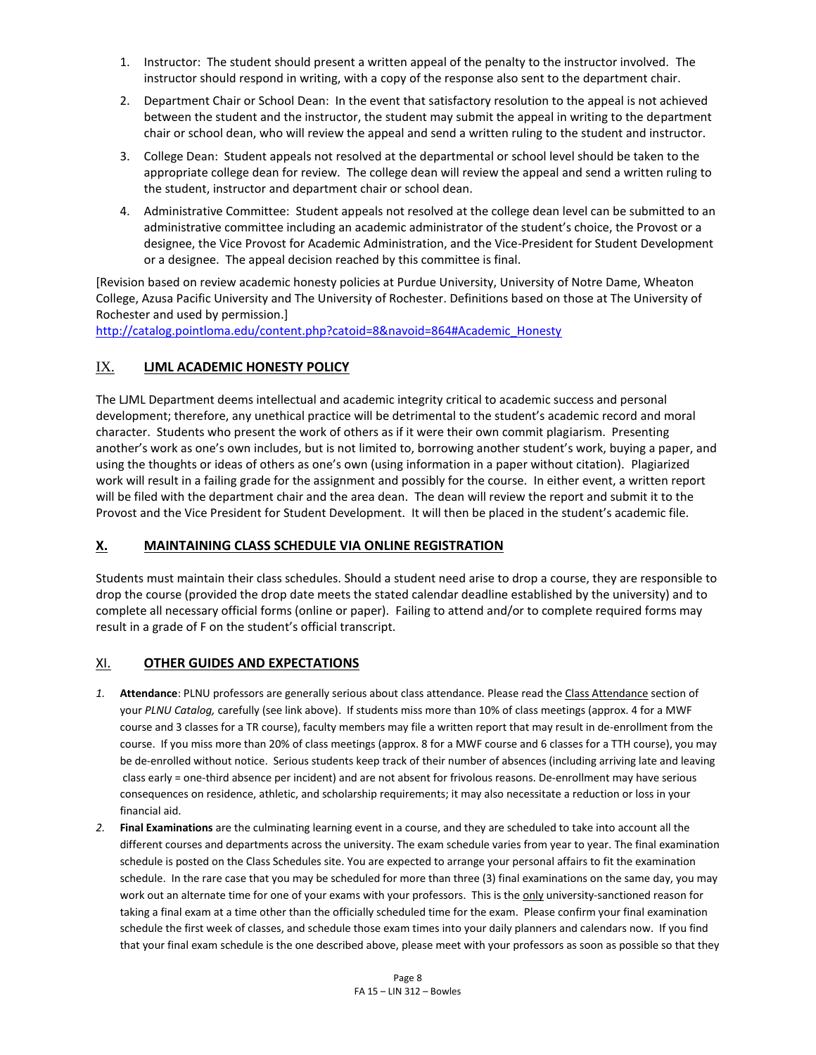1. Instructor: The student should present a written appeal of the penalty to the instructor involved. The instructor should respond in writing, with a copy of the response also sent to the department chair.
2. Department Chair or School Dean: In the event that satisfactory resolution to the appeal is not achieved between the student and the instructor, the student may submit the appeal in writing to the department chair or school dean, who will review the appeal and send a written ruling to the student and instructor.
3. College Dean: Student appeals not resolved at the departmental or school level should be taken to the appropriate college dean for review. The college dean will review the appeal and send a written ruling to the student, instructor and department chair or school dean.
4. Administrative Committee: Student appeals not resolved at the college dean level can be submitted to an administrative committee including an academic administrator of the student's choice, the Provost or a designee, the Vice Provost for Academic Administration, and the Vice-President for Student Development or a designee. The appeal decision reached by this committee is final.

[Revision based on review academic honesty policies at Purdue University, University of Notre Dame, Wheaton College, Azusa Pacific University and The University of Rochester. Definitions based on those at The University of Rochester and used by permission.]
http://catalog.pointloma.edu/content.php?catoid=8&navoid=864#Academic_Honesty

## IX. LJML ACADEMIC HONESTY POLICY

The LJML Department deems intellectual and academic integrity critical to academic success and personal development; therefore, any unethical practice will be detrimental to the student's academic record and moral character. Students who present the work of others as if it were their own commit plagiarism. Presenting another's work as one's own includes, but is not limited to, borrowing another student's work, buying a paper, and using the thoughts or ideas of others as one's own (using information in a paper without citation). Plagiarized work will result in a failing grade for the assignment and possibly for the course. In either event, a written report will be filed with the department chair and the area dean. The dean will review the report and submit it to the Provost and the Vice President for Student Development. It will then be placed in the student's academic file.

## X. MAINTAINING CLASS SCHEDULE VIA ONLINE REGISTRATION

Students must maintain their class schedules. Should a student need arise to drop a course, they are responsible to drop the course (provided the drop date meets the stated calendar deadline established by the university) and to complete all necessary official forms (online or paper). Failing to attend and/or to complete required forms may result in a grade of F on the student's official transcript.

## XI. OTHER GUIDES AND EXPECTATIONS

1. **Attendance**: PLNU professors are generally serious about class attendance. Please read the Class Attendance section of your *PLNU Catalog,* carefully (see link above). If students miss more than 10% of class meetings (approx. 4 for a MWF course and 3 classes for a TR course), faculty members may file a written report that may result in de-enrollment from the course. If you miss more than 20% of class meetings (approx. 8 for a MWF course and 6 classes for a TTH course), you may be de-enrolled without notice. Serious students keep track of their number of absences (including arriving late and leaving class early = one-third absence per incident) and are not absent for frivolous reasons. De-enrollment may have serious consequences on residence, athletic, and scholarship requirements; it may also necessitate a reduction or loss in your financial aid.
2. **Final Examinations** are the culminating learning event in a course, and they are scheduled to take into account all the different courses and departments across the university. The exam schedule varies from year to year. The final examination schedule is posted on the Class Schedules site. You are expected to arrange your personal affairs to fit the examination schedule. In the rare case that you may be scheduled for more than three (3) final examinations on the same day, you may work out an alternate time for one of your exams with your professors. This is the only university-sanctioned reason for taking a final exam at a time other than the officially scheduled time for the exam. Please confirm your final examination schedule the first week of classes, and schedule those exam times into your daily planners and calendars now. If you find that your final exam schedule is the one described above, please meet with your professors as soon as possible so that they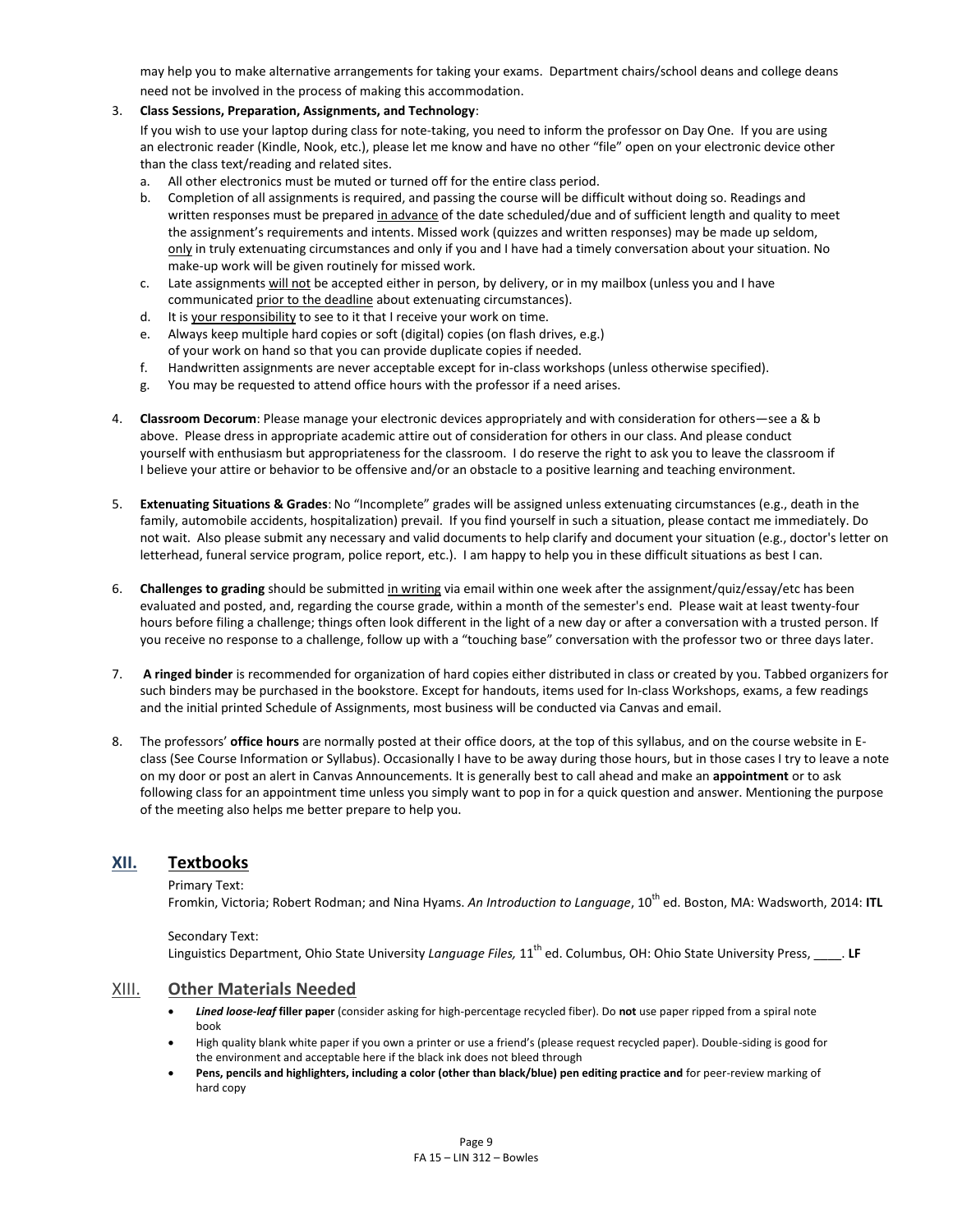may help you to make alternative arrangements for taking your exams. Department chairs/school deans and college deans need not be involved in the process of making this accommodation.

3. **Class Sessions, Preparation, Assignments, and Technology**:

   If you wish to use your laptop during class for note-taking, you need to inform the professor on Day One. If you are using an electronic reader (Kindle, Nook, etc.), please let me know and have no other "file" open on your electronic device other than the class text/reading and related sites.

   a. All other electronics must be muted or turned off for the entire class period.
   b. Completion of all assignments is required, and passing the course will be difficult without doing so. Readings and written responses must be prepared <u>in advance</u> of the date scheduled/due and of sufficient length and quality to meet the assignment's requirements and intents. Missed work (quizzes and written responses) may be made up seldom, <u>only</u> in truly extenuating circumstances and only if you and I have had a timely conversation about your situation. No make-up work will be given routinely for missed work.
   c. Late assignments <u>will not</u> be accepted either in person, by delivery, or in my mailbox (unless you and I have communicated <u>prior to the deadline</u> about extenuating circumstances).
   d. It is <u>your responsibility</u> to see to it that I receive your work on time.
   e. Always keep multiple hard copies or soft (digital) copies (on flash drives, e.g.) of your work on hand so that you can provide duplicate copies if needed.
   f. Handwritten assignments are never acceptable except for in-class workshops (unless otherwise specified).
   g. You may be requested to attend office hours with the professor if a need arises.

4. **Classroom Decorum**: Please manage your electronic devices appropriately and with consideration for others—see a & b above. Please dress in appropriate academic attire out of consideration for others in our class. And please conduct yourself with enthusiasm but appropriateness for the classroom. I do reserve the right to ask you to leave the classroom if I believe your attire or behavior to be offensive and/or an obstacle to a positive learning and teaching environment.

5. **Extenuating Situations & Grades**: No "Incomplete" grades will be assigned unless extenuating circumstances (e.g., death in the family, automobile accidents, hospitalization) prevail. If you find yourself in such a situation, please contact me immediately. Do not wait. Also please submit any necessary and valid documents to help clarify and document your situation (e.g., doctor's letter on letterhead, funeral service program, police report, etc.). I am happy to help you in these difficult situations as best I can.

6. **Challenges to grading** should be submitted <u>in writing</u> via email within one week after the assignment/quiz/essay/etc has been evaluated and posted, and, regarding the course grade, within a month of the semester's end. Please wait at least twenty-four hours before filing a challenge; things often look different in the light of a new day or after a conversation with a trusted person. If you receive no response to a challenge, follow up with a "touching base" conversation with the professor two or three days later.

7. **A ringed binder** is recommended for organization of hard copies either distributed in class or created by you. Tabbed organizers for such binders may be purchased in the bookstore. Except for handouts, items used for In-class Workshops, exams, a few readings and the initial printed Schedule of Assignments, most business will be conducted via Canvas and email.

8. The professors' **office hours** are normally posted at their office doors, at the top of this syllabus, and on the course website in E-class (See Course Information or Syllabus). Occasionally I have to be away during those hours, but in those cases I try to leave a note on my door or post an alert in Canvas Announcements. It is generally best to call ahead and make an **appointment** or to ask following class for an appointment time unless you simply want to pop in for a quick question and answer. Mentioning the purpose of the meeting also helps me better prepare to help you.

## XII. Textbooks

Primary Text:
Fromkin, Victoria; Robert Rodman; and Nina Hyams. *An Introduction to Language*, 10th ed. Boston, MA: Wadsworth, 2014: **ITL**

Secondary Text:
Linguistics Department, Ohio State University *Language Files,* 11th ed. Columbus, OH: Ohio State University Press, ____. **LF**

## XIII. Other Materials Needed

- ***Lined loose-leaf* filler paper** (consider asking for high-percentage recycled fiber). Do **not** use paper ripped from a spiral note book
- High quality blank white paper if you own a printer or use a friend's (please request recycled paper). Double-siding is good for the environment and acceptable here if the black ink does not bleed through
- **Pens, pencils and highlighters, including a color (other than black/blue) pen editing practice and** for peer-review marking of hard copy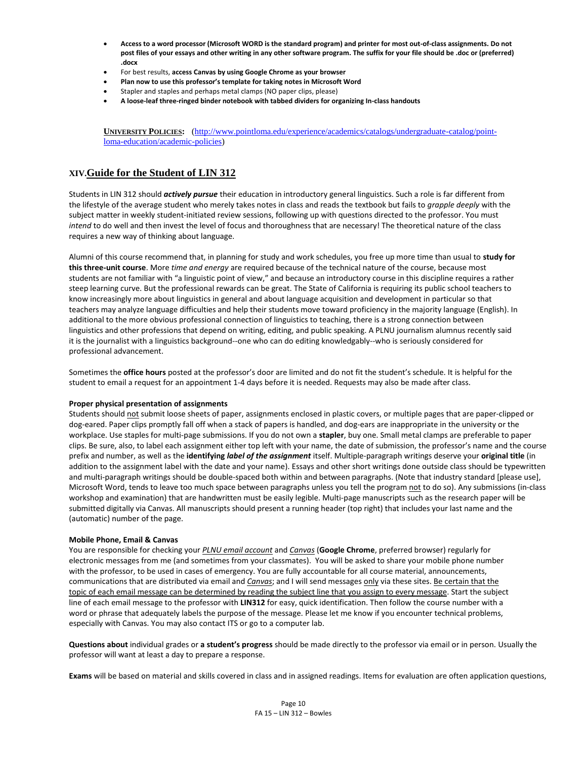- **Access to a word processor (Microsoft WORD is the standard program) and printer for most out-of-class assignments. Do not post files of your essays and other writing in any other software program. The suffix for your file should be .doc or (preferred) .docx**
- For best results, **access Canvas by using Google Chrome as your browser**
- **Plan now to use this professor's template for taking notes in Microsoft Word**
- Stapler and staples and perhaps metal clamps (NO paper clips, please)
- **A loose-leaf three-ringed binder notebook with tabbed dividers for organizing In-class handouts**

**UNIVERSITY POLICIES:** (http://www.pointloma.edu/experience/academics/catalogs/undergraduate-catalog/point-loma-education/academic-policies)

## XIV. Guide for the Student of LIN 312

Students in LIN 312 should ***actively pursue*** their education in introductory general linguistics. Such a role is far different from the lifestyle of the average student who merely takes notes in class and reads the textbook but fails to *grapple deeply* with the subject matter in weekly student-initiated review sessions, following up with questions directed to the professor. You must *intend* to do well and then invest the level of focus and thoroughness that are necessary! The theoretical nature of the class requires a new way of thinking about language.

Alumni of this course recommend that, in planning for study and work schedules, you free up more time than usual to **study for this three-unit course**. More *time and energy* are required because of the technical nature of the course, because most students are not familiar with "a linguistic point of view," and because an introductory course in this discipline requires a rather steep learning curve. But the professional rewards can be great. The State of California is requiring its public school teachers to know increasingly more about linguistics in general and about language acquisition and development in particular so that teachers may analyze language difficulties and help their students move toward proficiency in the majority language (English). In additional to the more obvious professional connection of linguistics to teaching, there is a strong connection between linguistics and other professions that depend on writing, editing, and public speaking. A PLNU journalism alumnus recently said it is the journalist with a linguistics background--one who can do editing knowledgably--who is seriously considered for professional advancement.

Sometimes the **office hours** posted at the professor's door are limited and do not fit the student's schedule. It is helpful for the student to email a request for an appointment 1-4 days before it is needed. Requests may also be made after class.

**Proper physical presentation of assignments**

Students should not submit loose sheets of paper, assignments enclosed in plastic covers, or multiple pages that are paper-clipped or dog-eared. Paper clips promptly fall off when a stack of papers is handled, and dog-ears are inappropriate in the university or the workplace. Use staples for multi-page submissions. If you do not own a **stapler**, buy one. Small metal clamps are preferable to paper clips. Be sure, also, to label each assignment either top left with your name, the date of submission, the professor's name and the course prefix and number, as well as the **identifying *label of the assignment*** itself. Multiple-paragraph writings deserve your **original title** (in addition to the assignment label with the date and your name). Essays and other short writings done outside class should be typewritten and multi-paragraph writings should be double-spaced both within and between paragraphs. (Note that industry standard [please use], Microsoft Word, tends to leave too much space between paragraphs unless you tell the program not to do so). Any submissions (in-class workshop and examination) that are handwritten must be easily legible. Multi-page manuscripts such as the research paper will be submitted digitally via Canvas. All manuscripts should present a running header (top right) that includes your last name and the (automatic) number of the page.

**Mobile Phone, Email & Canvas**

You are responsible for checking your *PLNU email account* and *Canvas* (**Google Chrome**, preferred browser) regularly for electronic messages from me (and sometimes from your classmates). You will be asked to share your mobile phone number with the professor, to be used in cases of emergency. You are fully accountable for all course material, announcements, communications that are distributed via email and *Canvas*; and I will send messages only via these sites. Be certain that the topic of each email message can be determined by reading the subject line that you assign to every message. Start the subject line of each email message to the professor with **LIN312** for easy, quick identification. Then follow the course number with a word or phrase that adequately labels the purpose of the message. Please let me know if you encounter technical problems, especially with Canvas. You may also contact ITS or go to a computer lab.

**Questions about** individual grades or **a student's progress** should be made directly to the professor via email or in person. Usually the professor will want at least a day to prepare a response.

**Exams** will be based on material and skills covered in class and in assigned readings. Items for evaluation are often application questions,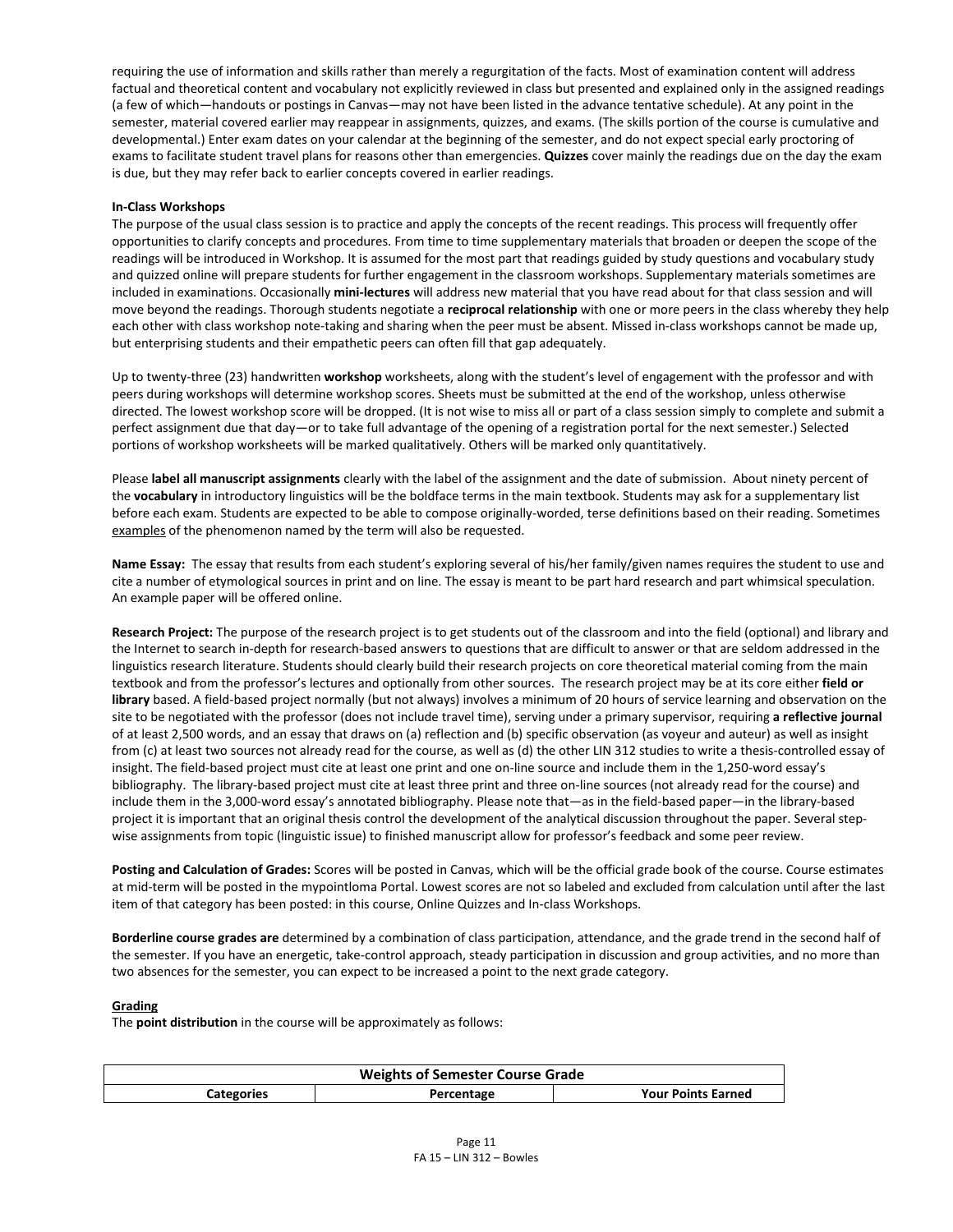requiring the use of information and skills rather than merely a regurgitation of the facts. Most of examination content will address factual and theoretical content and vocabulary not explicitly reviewed in class but presented and explained only in the assigned readings (a few of which—handouts or postings in Canvas—may not have been listed in the advance tentative schedule). At any point in the semester, material covered earlier may reappear in assignments, quizzes, and exams. (The skills portion of the course is cumulative and developmental.) Enter exam dates on your calendar at the beginning of the semester, and do not expect special early proctoring of exams to facilitate student travel plans for reasons other than emergencies. **Quizzes** cover mainly the readings due on the day the exam is due, but they may refer back to earlier concepts covered in earlier readings.

**In-Class Workshops**

The purpose of the usual class session is to practice and apply the concepts of the recent readings. This process will frequently offer opportunities to clarify concepts and procedures. From time to time supplementary materials that broaden or deepen the scope of the readings will be introduced in Workshop. It is assumed for the most part that readings guided by study questions and vocabulary study and quizzed online will prepare students for further engagement in the classroom workshops. Supplementary materials sometimes are included in examinations. Occasionally **mini-lectures** will address new material that you have read about for that class session and will move beyond the readings. Thorough students negotiate a **reciprocal relationship** with one or more peers in the class whereby they help each other with class workshop note-taking and sharing when the peer must be absent. Missed in-class workshops cannot be made up, but enterprising students and their empathetic peers can often fill that gap adequately.

Up to twenty-three (23) handwritten **workshop** worksheets, along with the student's level of engagement with the professor and with peers during workshops will determine workshop scores. Sheets must be submitted at the end of the workshop, unless otherwise directed. The lowest workshop score will be dropped. (It is not wise to miss all or part of a class session simply to complete and submit a perfect assignment due that day—or to take full advantage of the opening of a registration portal for the next semester.) Selected portions of workshop worksheets will be marked qualitatively. Others will be marked only quantitatively.

Please **label all manuscript assignments** clearly with the label of the assignment and the date of submission. About ninety percent of the **vocabulary** in introductory linguistics will be the boldface terms in the main textbook. Students may ask for a supplementary list before each exam. Students are expected to be able to compose originally-worded, terse definitions based on their reading. Sometimes <u>examples</u> of the phenomenon named by the term will also be requested.

**Name Essay:** The essay that results from each student's exploring several of his/her family/given names requires the student to use and cite a number of etymological sources in print and on line. The essay is meant to be part hard research and part whimsical speculation. An example paper will be offered online.

**Research Project:** The purpose of the research project is to get students out of the classroom and into the field (optional) and library and the Internet to search in-depth for research-based answers to questions that are difficult to answer or that are seldom addressed in the linguistics research literature. Students should clearly build their research projects on core theoretical material coming from the main textbook and from the professor's lectures and optionally from other sources. The research project may be at its core either **field or library** based. A field-based project normally (but not always) involves a minimum of 20 hours of service learning and observation on the site to be negotiated with the professor (does not include travel time), serving under a primary supervisor, requiring **a reflective journal** of at least 2,500 words, and an essay that draws on (a) reflection and (b) specific observation (as voyeur and auteur) as well as insight from (c) at least two sources not already read for the course, as well as (d) the other LIN 312 studies to write a thesis-controlled essay of insight. The field-based project must cite at least one print and one on-line source and include them in the 1,250-word essay's bibliography. The library-based project must cite at least three print and three on-line sources (not already read for the course) and include them in the 3,000-word essay's annotated bibliography. Please note that—as in the field-based paper—in the library-based project it is important that an original thesis control the development of the analytical discussion throughout the paper. Several step-wise assignments from topic (linguistic issue) to finished manuscript allow for professor's feedback and some peer review.

**Posting and Calculation of Grades:** Scores will be posted in Canvas, which will be the official grade book of the course. Course estimates at mid-term will be posted in the mypointloma Portal. Lowest scores are not so labeled and excluded from calculation until after the last item of that category has been posted: in this course, Online Quizzes and In-class Workshops.

**Borderline course grades are** determined by a combination of class participation, attendance, and the grade trend in the second half of the semester. If you have an energetic, take-control approach, steady participation in discussion and group activities, and no more than two absences for the semester, you can expect to be increased a point to the next grade category.

**<u>Grading</u>**

The **point distribution** in the course will be approximately as follows:

| Weights of Semester Course Grade | | |
|---|---|---|
| **Categories** | **Percentage** | **Your Points Earned** |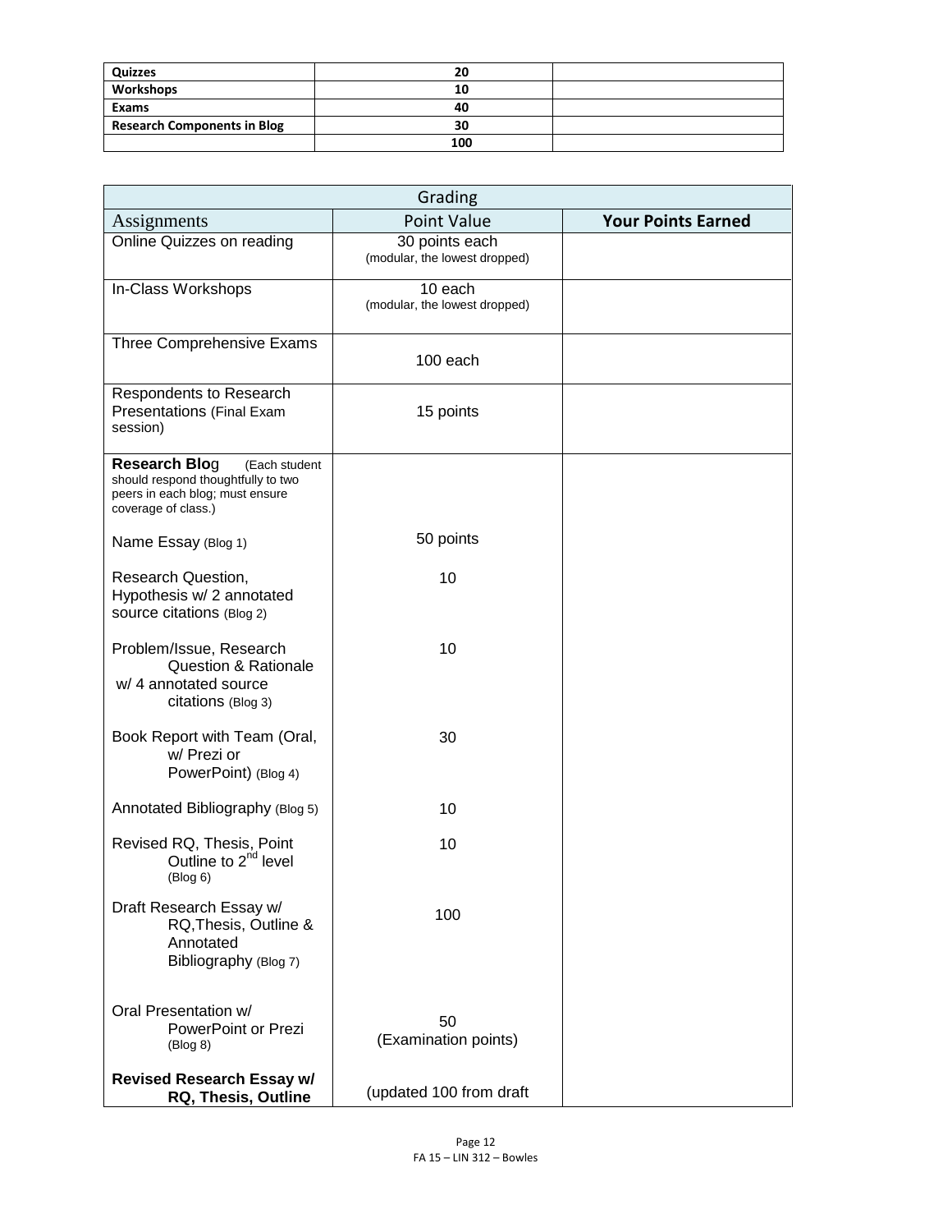| Quizzes | 20 | |
|---|---|---|
| Workshops | 10 | |
| Exams | 40 | |
| Research Components in Blog | 30 | |
| | 100 | |

| Grading | | |
|---|---|---|
| Assignments | Point Value | **Your Points Earned** |
| Online Quizzes on reading | 30 points each (modular, the lowest dropped) | |
| In-Class Workshops | 10 each (modular, the lowest dropped) | |
| Three Comprehensive Exams | 100 each | |
| Respondents to Research Presentations (Final Exam session) | 15 points | |
| **Research Blog** (Each student should respond thoughtfully to two peers in each blog; must ensure coverage of class.) | | |
| Name Essay (Blog 1) | 50 points | |
| Research Question, Hypothesis w/ 2 annotated source citations (Blog 2) | 10 | |
| Problem/Issue, Research Question & Rationale w/ 4 annotated source citations (Blog 3) | 10 | |
| Book Report with Team (Oral, w/ Prezi or PowerPoint) (Blog 4) | 30 | |
| Annotated Bibliography (Blog 5) | 10 | |
| Revised RQ, Thesis, Point Outline to 2nd level (Blog 6) | 10 | |
| Draft Research Essay w/ RQ,Thesis, Outline & Annotated Bibliography (Blog 7) | 100 | |
| Oral Presentation w/ PowerPoint or Prezi (Blog 8) | 50 (Examination points) | |
| **Revised Research Essay w/ RQ, Thesis, Outline** | (updated 100 from draft | |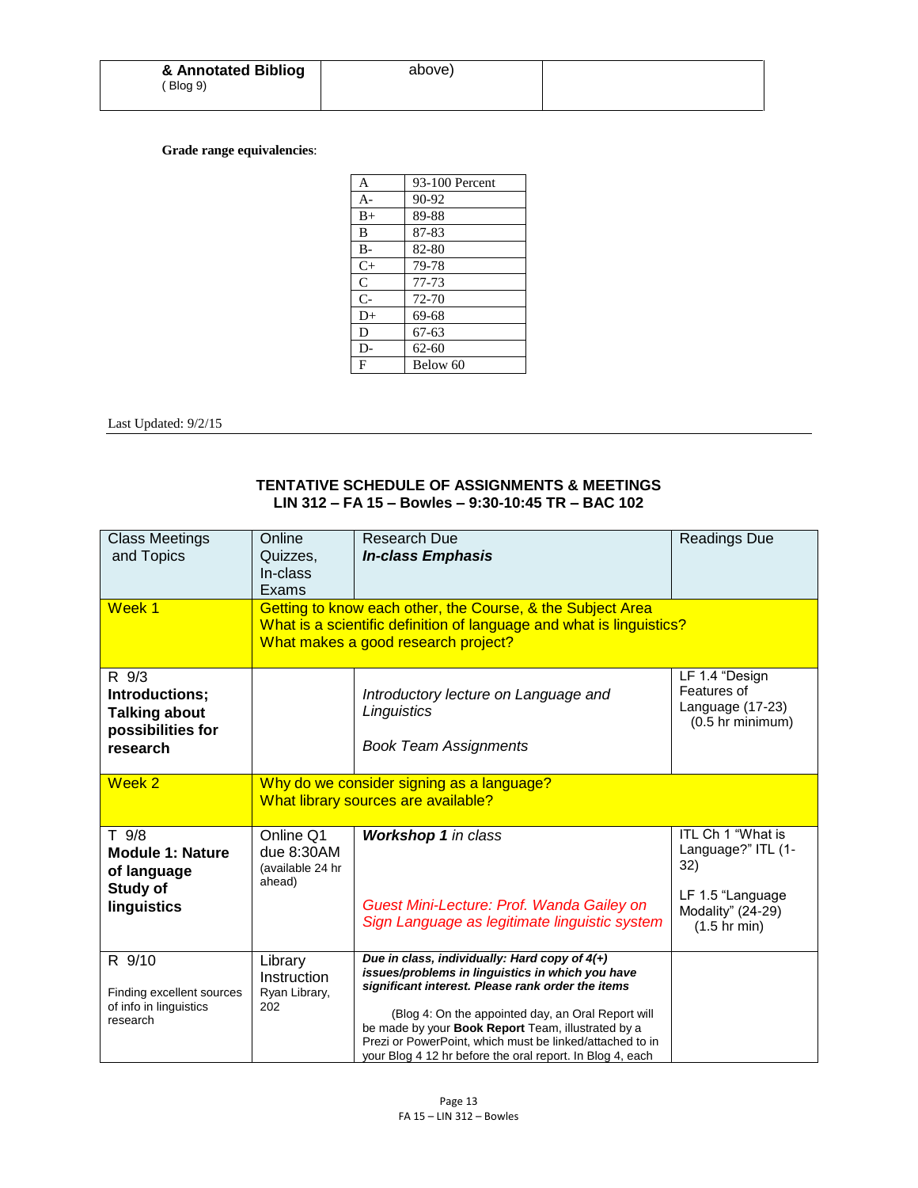| **& Annotated Bibliog** ( Blog 9) | above) | |
|---|---|---|

**Grade range equivalencies**:

| A | 93-100 Percent |
|---|---|
| A- | 90-92 |
| B+ | 89-88 |
| B | 87-83 |
| B- | 82-80 |
| C+ | 79-78 |
| C | 77-73 |
| C- | 72-70 |
| D+ | 69-68 |
| D | 67-63 |
| D- | 62-60 |
| F | Below 60 |

Last Updated: 9/2/15

---

## TENTATIVE SCHEDULE OF ASSIGNMENTS & MEETINGS
## LIN 312 – FA 15 – Bowles – 9:30-10:45 TR – BAC 102

| Class Meetings and Topics | Online Quizzes, In-class Exams | Research Due *In-class Emphasis* | Readings Due |
|---|---|---|---|
| Week 1 | Getting to know each other, the Course, & the Subject Area<br>What is a scientific definition of language and what is linguistics?<br>What makes a good research project? | | |
| R 9/3<br>**Introductions; Talking about possibilities for research** | | *Introductory lecture on Language and Linguistics*<br><br>*Book Team Assignments* | LF 1.4 "Design Features of Language (17-23)<br>(0.5 hr minimum) |
| Week 2 | Why do we consider signing as a language?<br>What library sources are available? | | |
| T 9/8<br>**Module 1: Nature of language Study of linguistics** | Online Q1 due 8:30AM (available 24 hr ahead) | ***Workshop 1*** *in class*<br><br>*Guest Mini-Lecture: Prof. Wanda Gailey on Sign Language as legitimate linguistic system* | ITL Ch 1 "What is Language?" ITL (1-32)<br><br>LF 1.5 "Language Modality" (24-29)<br>(1.5 hr min) |
| R 9/10<br><br>Finding excellent sources of info in linguistics research | Library Instruction Ryan Library, 202 | ***Due in class, individually: Hard copy of 4(+) issues/problems in linguistics in which you have significant interest. Please rank order the items***<br><br>(Blog 4: On the appointed day, an Oral Report will be made by your **Book Report** Team, illustrated by a Prezi or PowerPoint, which must be linked/attached to in your Blog 4 12 hr before the oral report. In Blog 4, each | |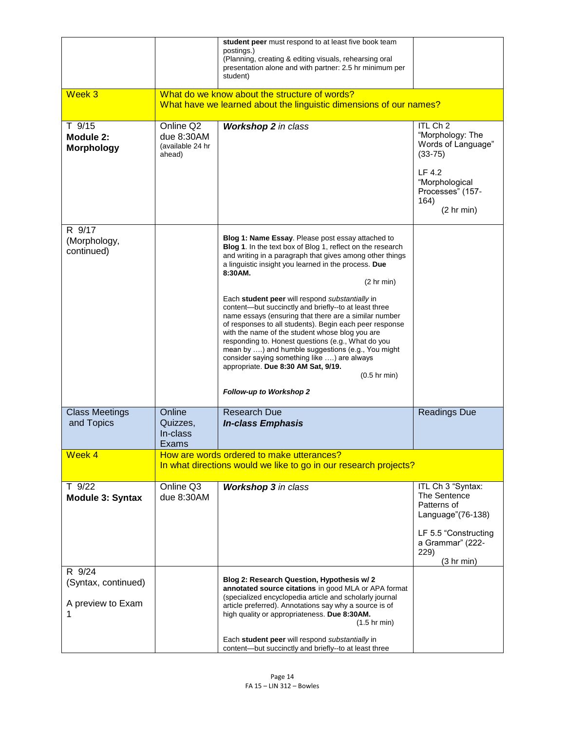| | | | |
|---|---|---|---|
| | | **student peer** must respond to at least five book team postings.) (Planning, creating & editing visuals, rehearsing oral presentation alone and with partner: 2.5 hr minimum per student) | |
| Week 3 | What do we know about the structure of words? What have we learned about the linguistic dimensions of our names? | | |
| T 9/15 **Module 2: Morphology** | Online Q2 due 8:30AM (available 24 hr ahead) | ***Workshop 2*** *in class* | ITL Ch 2 "Morphology: The Words of Language" (33-75)<br><br>LF 4.2 "Morphological Processes" (157-164)<br>(2 hr min) |
| R 9/17 (Morphology, continued) | | **Blog 1: Name Essay**. Please post essay attached to **Blog 1**. In the text box of Blog 1, reflect on the research and writing in a paragraph that gives among other things a linguistic insight you learned in the process. **Due 8:30AM.**<br>(2 hr min)<br><br>Each **student peer** will respond *substantially* in content—but succinctly and briefly--to at least three name essays (ensuring that there are a similar number of responses to all students). Begin each peer response with the name of the student whose blog you are responding to. Honest questions (e.g., What do you mean by ….) and humble suggestions (e.g., You might consider saying something like ….) are always appropriate. **Due 8:30 AM Sat, 9/19.**<br>(0.5 hr min)<br><br>***Follow-up to Workshop 2*** | |
| Class Meetings and Topics | Online Quizzes, In-class Exams | Research Due<br>***In-class Emphasis*** | Readings Due |
| Week 4 | How are words ordered to make utterances? In what directions would we like to go in our research projects? | | |
| T 9/22 **Module 3: Syntax** | Online Q3 due 8:30AM | ***Workshop 3*** *in class* | ITL Ch 3 "Syntax: The Sentence Patterns of Language"(76-138)<br><br>LF 5.5 "Constructing a Grammar" (222-229)<br>(3 hr min) |
| R 9/24 (Syntax, continued)<br><br>A preview to Exam 1 | | **Blog 2: Research Question, Hypothesis w/ 2 annotated source citations** in good MLA or APA format (specialized encyclopedia article and scholarly journal article preferred). Annotations say why a source is of high quality or appropriateness. **Due 8:30AM.**<br>(1.5 hr min)<br><br>Each **student peer** will respond *substantially* in content—but succinctly and briefly--to at least three | |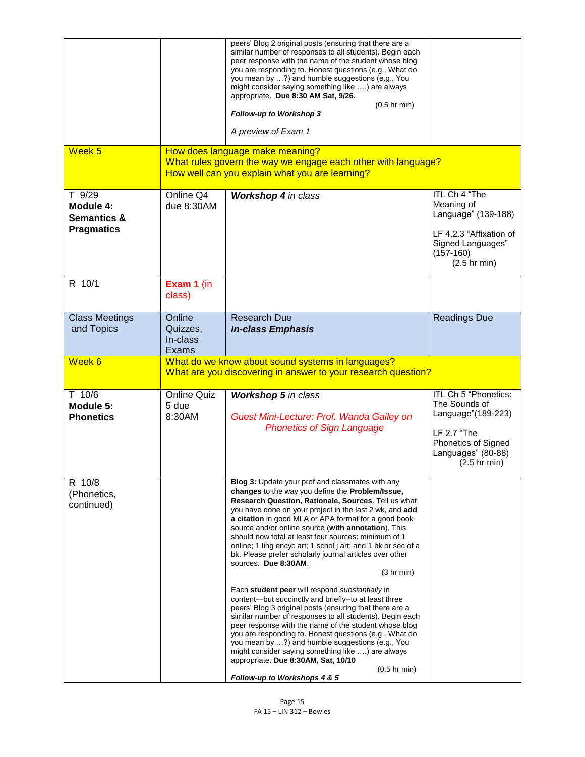| | | | |
|---|---|---|---|
| | | peers' Blog 2 original posts (ensuring that there are a similar number of responses to all students). Begin each peer response with the name of the student whose blog you are responding to. Honest questions (e.g., What do you mean by ….?) and humble suggestions (e.g., You might consider saying something like ….) are always appropriate. **Due 8:30 AM Sat, 9/26.** (0.5 hr min)<br><br>***Follow-up to Workshop 3***<br><br>*A preview of Exam 1* | |
| Week 5 | How does language make meaning?<br>What rules govern the way we engage each other with language?<br>How well can you explain what you are learning? | | |
| T 9/29<br>**Module 4: Semantics & Pragmatics** | Online Q4 due 8:30AM | ***Workshop 4*** *in class* | ITL Ch 4 "The Meaning of Language" (139-188)<br><br>LF 4.2.3 "Affixation of Signed Languages" (157-160)<br>(2.5 hr min) |
| R 10/1 | **Exam 1** (in class) | | |
| Class Meetings and Topics | Online Quizzes, In-class Exams | Research Due<br>***In-class Emphasis*** | Readings Due |
| Week 6 | What do we know about sound systems in languages?<br>What are you discovering in answer to your research question? | | |
| T 10/6<br>**Module 5: Phonetics** | Online Quiz 5 due 8:30AM | ***Workshop 5*** *in class*<br><br>*Guest Mini-Lecture: Prof. Wanda Gailey on Phonetics of Sign Language* | ITL Ch 5 "Phonetics: The Sounds of Language"(189-223)<br><br>LF 2.7 "The Phonetics of Signed Languages" (80-88)<br>(2.5 hr min) |
| R 10/8<br>(Phonetics, continued) | | **Blog 3:** Update your prof and classmates with any **changes** to the way you define the **Problem/Issue, Research Question, Rationale, Sources**. Tell us what you have done on your project in the last 2 wk, and **add a citation** in good MLA or APA format for a good book source and/or online source (**with annotation**). This should now total at least four sources: minimum of 1 online; 1 ling encyc art; 1 schol j art; and 1 bk or sec of a bk. Please prefer scholarly journal articles over other sources. **Due 8:30AM.** (3 hr min)<br><br>Each **student peer** will respond *substantially* in content—but succinctly and briefly--to at least three peers' Blog 3 original posts (ensuring that there are a similar number of responses to all students). Begin each peer response with the name of the student whose blog you are responding to. Honest questions (e.g., What do you mean by ….?) and humble suggestions (e.g., You might consider saying something like ….) are always appropriate. **Due 8:30AM, Sat, 10/10** (0.5 hr min)<br><br>***Follow-up to Workshops 4 & 5*** | |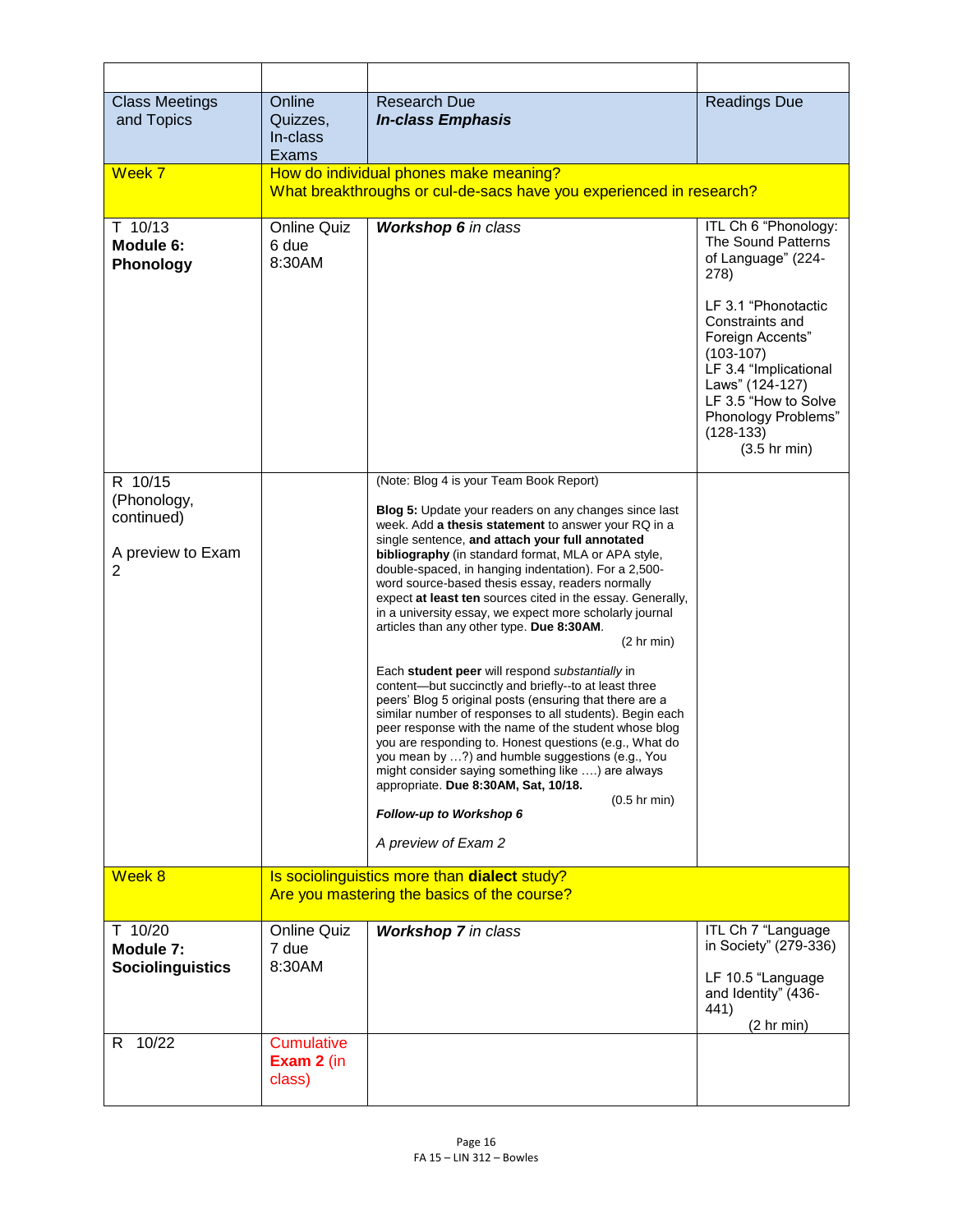| Class Meetings and Topics | Online Quizzes, In-class Exams | Research Due *In-class Emphasis* | Readings Due |
|---|---|---|---|
| Week 7 | How do individual phones make meaning? What breakthroughs or cul-de-sacs have you experienced in research? | | |
| T 10/13 **Module 6: Phonology** | Online Quiz 6 due 8:30AM | ***Workshop 6** in class* | ITL Ch 6 "Phonology: The Sound Patterns of Language" (224-278)<br><br>LF 3.1 "Phonotactic Constraints and Foreign Accents" (103-107)<br>LF 3.4 "Implicational Laws" (124-127)<br>LF 3.5 "How to Solve Phonology Problems" (128-133)<br>(3.5 hr min) |
| R 10/15 (Phonology, continued)<br><br>A preview to Exam 2 | | (Note: Blog 4 is your Team Book Report)<br><br>**Blog 5:** Update your readers on any changes since last week. Add **a thesis statement** to answer your RQ in a single sentence, **and attach your full annotated bibliography** (in standard format, MLA or APA style, double-spaced, in hanging indentation). For a 2,500-word source-based thesis essay, readers normally expect **at least ten** sources cited in the essay. Generally, in a university essay, we expect more scholarly journal articles than any other type. **Due 8:30AM**.<br>(2 hr min)<br><br>Each **student peer** will respond *substantially* in content—but succinctly and briefly--to at least three peers' Blog 5 original posts (ensuring that there are a similar number of responses to all students). Begin each peer response with the name of the student whose blog you are responding to. Honest questions (e.g., What do you mean by …?) and humble suggestions (e.g., You might consider saying something like ….) are always appropriate. **Due 8:30AM, Sat, 10/18.**<br>(0.5 hr min)<br><br>***Follow-up to Workshop 6***<br><br>*A preview of Exam 2* | |
| Week 8 | Is sociolinguistics more than **dialect** study? Are you mastering the basics of the course? | | |
| T 10/20 **Module 7: Sociolinguistics** | Online Quiz 7 due 8:30AM | ***Workshop 7** in class* | ITL Ch 7 "Language in Society" (279-336)<br><br>LF 10.5 "Language and Identity" (436-441)<br>(2 hr min) |
| R 10/22 | Cumulative **Exam 2** (in class) | | |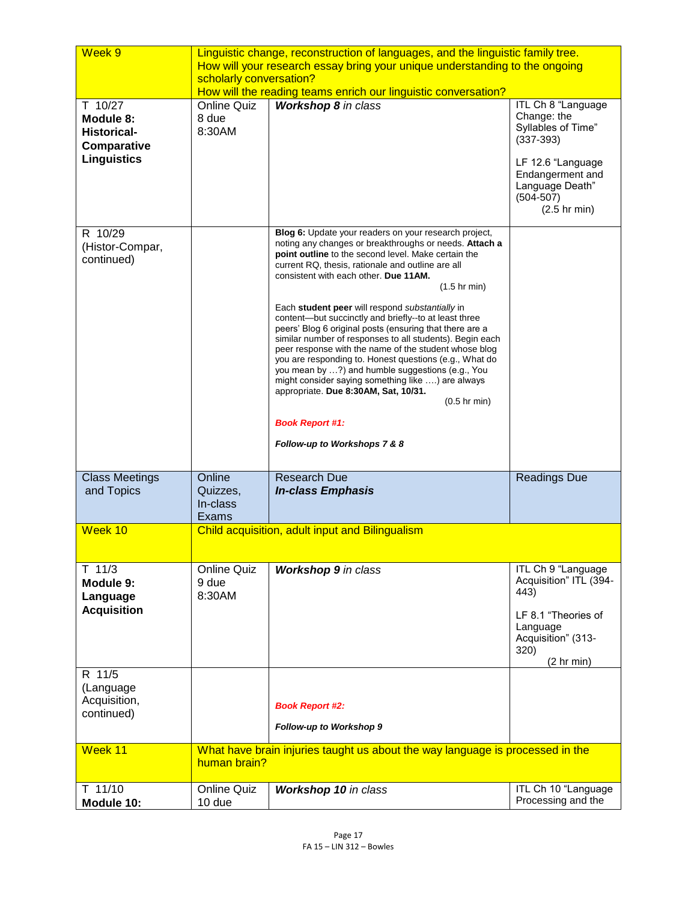| Week 9 | Linguistic change, reconstruction of languages, and the linguistic family tree. How will your research essay bring your unique understanding to the ongoing scholarly conversation? How will the reading teams enrich our linguistic conversation? | | |
|---|---|---|---|
| T 10/27 **Module 8: Historical-Comparative Linguistics** | Online Quiz 8 due 8:30AM | ***Workshop 8*** *in class* | ITL Ch 8 "Language Change: the Syllables of Time" (337-393)<br><br>LF 12.6 "Language Endangerment and Language Death" (504-507)<br>(2.5 hr min) |
| R 10/29 (Histor-Compar, continued) | | **Blog 6:** Update your readers on your research project, noting any changes or breakthroughs or needs. **Attach a point outline** to the second level. Make certain the current RQ, thesis, rationale and outline are all consistent with each other. **Due 11AM.**<br>(1.5 hr min)<br><br>Each **student peer** will respond *substantially* in content—but succinctly and briefly--to at least three peers' Blog 6 original posts (ensuring that there are a similar number of responses to all students). Begin each peer response with the name of the student whose blog you are responding to. Honest questions (e.g., What do you mean by …?) and humble suggestions (e.g., You might consider saying something like ….) are always appropriate. **Due 8:30AM, Sat, 10/31.**<br>(0.5 hr min)<br><br>***Book Report #1:***<br><br>***Follow-up to Workshops 7 & 8*** | |
| Class Meetings and Topics | Online Quizzes, In-class Exams | Research Due<br>***In-class Emphasis*** | Readings Due |
| Week 10 | Child acquisition, adult input and Bilingualism | | |
| T 11/3 **Module 9: Language Acquisition** | Online Quiz 9 due 8:30AM | ***Workshop 9*** *in class* | ITL Ch 9 "Language Acquisition" ITL (394-443)<br><br>LF 8.1 "Theories of Language Acquisition" (313-320)<br>(2 hr min) |
| R 11/5 (Language Acquisition, continued) | | ***Book Report #2:***<br><br>***Follow-up to Workshop 9*** | |
| Week 11 | What have brain injuries taught us about the way language is processed in the human brain? | | |
| T 11/10 **Module 10:** | Online Quiz 10 due | ***Workshop 10*** *in class* | ITL Ch 10 "Language Processing and the |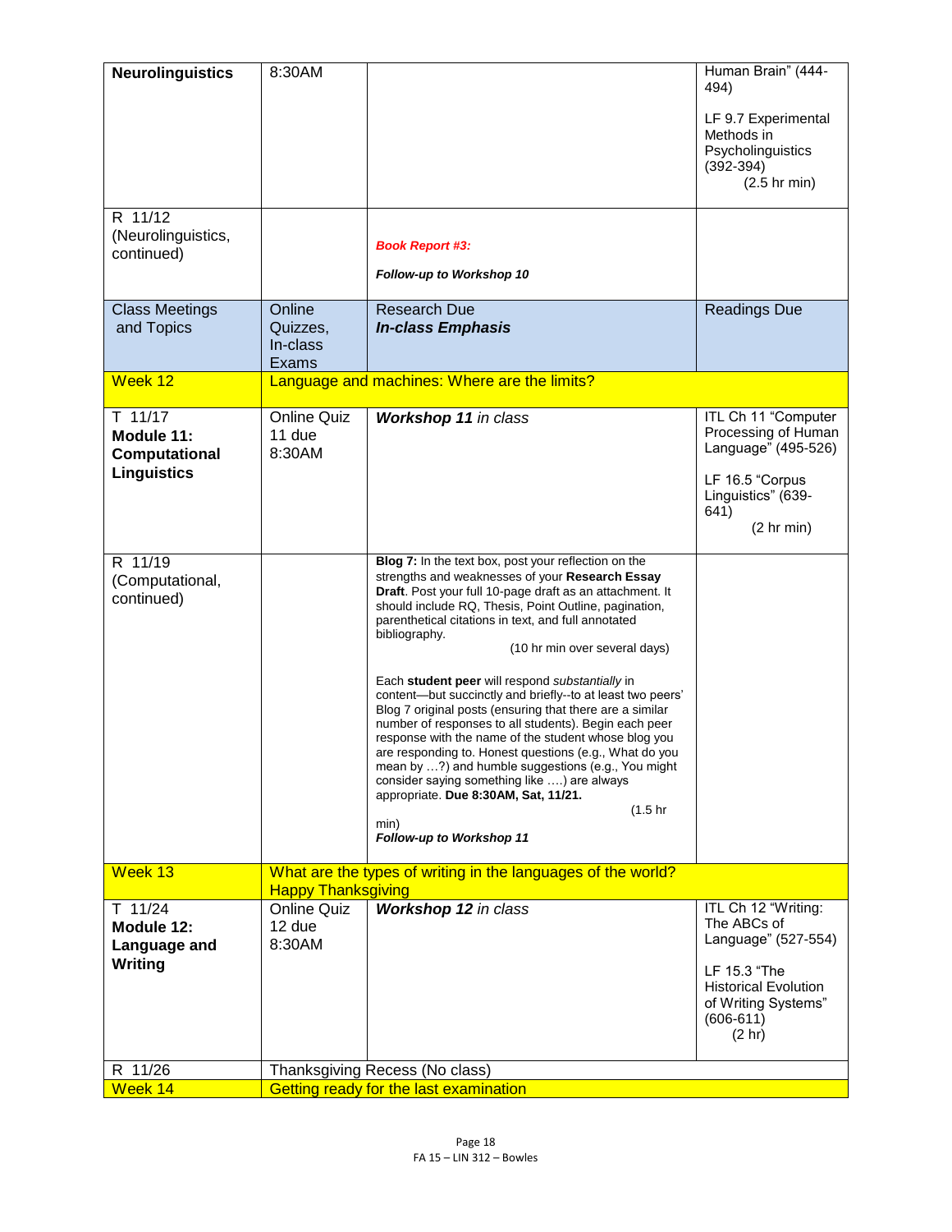| | | | |
|---|---|---|---|
| **Neurolinguistics** | 8:30AM | | Human Brain" (444-494)<br><br>LF 9.7 Experimental Methods in Psycholinguistics (392-394)<br>(2.5 hr min) |
| R 11/12<br>(Neurolinguistics, continued) | | ***Book Report #3:***<br><br>***Follow-up to Workshop 10*** | |
| Class Meetings and Topics | Online Quizzes, In-class Exams | Research Due<br>***In-class Emphasis*** | Readings Due |
| Week 12 | Language and machines: Where are the limits? | | |
| T 11/17<br>**Module 11: Computational Linguistics** | Online Quiz 11 due 8:30AM | ***Workshop 11*** *in class* | ITL Ch 11 "Computer Processing of Human Language" (495-526)<br><br>LF 16.5 "Corpus Linguistics" (639-641)<br>(2 hr min) |
| R 11/19<br>(Computational, continued) | | **Blog 7:** In the text box, post your reflection on the strengths and weaknesses of your **Research Essay Draft**. Post your full 10-page draft as an attachment. It should include RQ, Thesis, Point Outline, pagination, parenthetical citations in text, and full annotated bibliography.<br>(10 hr min over several days)<br><br>Each **student peer** will respond *substantially* in content—but succinctly and briefly--to at least two peers' Blog 7 original posts (ensuring that there are a similar number of responses to all students). Begin each peer response with the name of the student whose blog you are responding to. Honest questions (e.g., What do you mean by …?) and humble suggestions (e.g., You might consider saying something like ….) are always appropriate. **Due 8:30AM, Sat, 11/21.**<br>(1.5 hr min)<br>***Follow-up to Workshop 11*** | |
| Week 13 | What are the types of writing in the languages of the world?<br>Happy Thanksgiving | | |
| T 11/24<br>**Module 12: Language and Writing** | Online Quiz 12 due 8:30AM | ***Workshop 12*** *in class* | ITL Ch 12 "Writing: The ABCs of Language" (527-554)<br><br>LF 15.3 "The Historical Evolution of Writing Systems" (606-611)<br>(2 hr) |
| R 11/26 | Thanksgiving Recess (No class) | | |
| Week 14 | Getting ready for the last examination | | |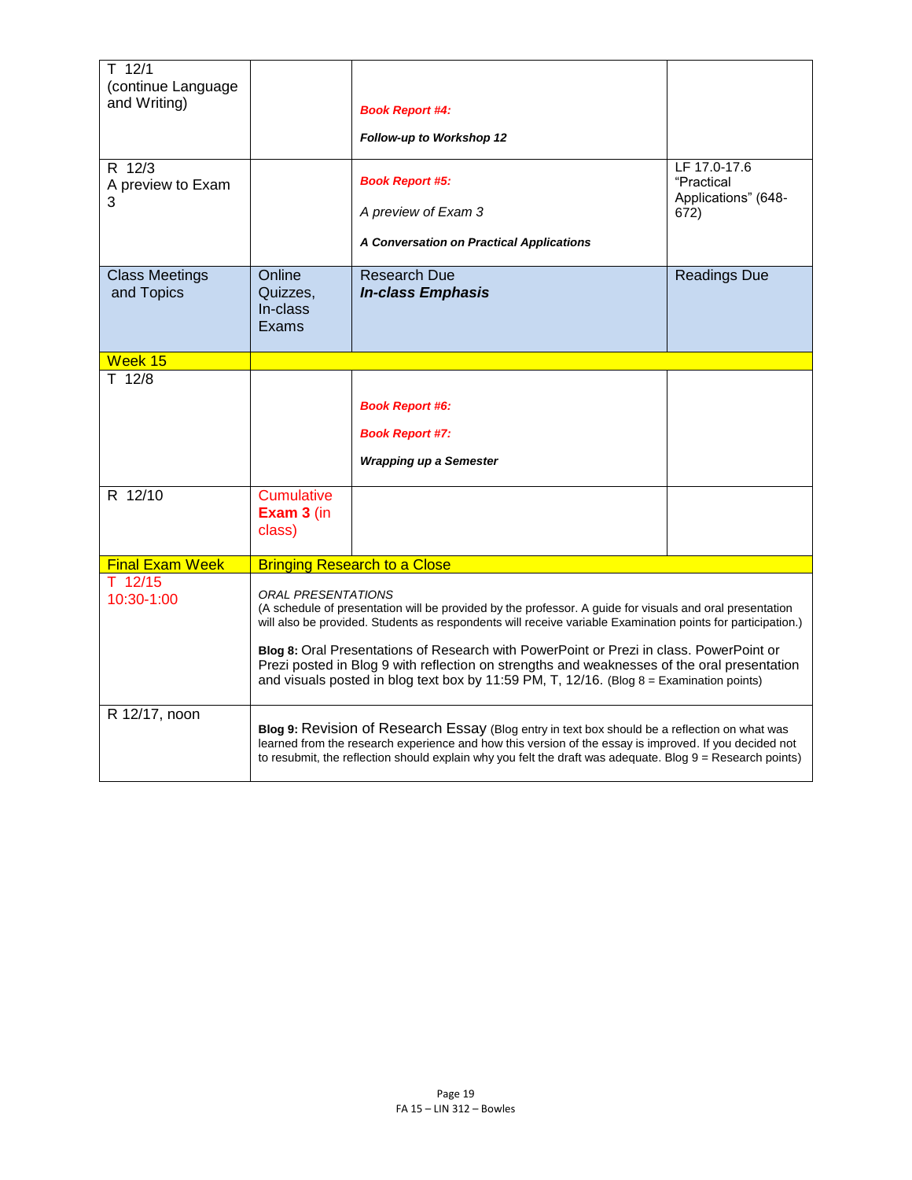| | | | |
|---|---|---|---|
| T 12/1 (continue Language and Writing) | | ***Book Report #4:*** ***Follow-up to Workshop 12*** | |
| R 12/3 A preview to Exam 3 | | ***Book Report #5:*** *A preview of Exam 3* ***A Conversation on Practical Applications*** | LF 17.0-17.6 "Practical Applications" (648-672) |
| Class Meetings and Topics | Online Quizzes, In-class Exams | Research Due ***In-class Emphasis*** | Readings Due |
| Week 15 | | | |
| T 12/8 | | ***Book Report #6:*** ***Book Report #7:*** ***Wrapping up a Semester*** | |
| R 12/10 | Cumulative **Exam 3** (in class) | | |
| Final Exam Week | Bringing Research to a Close | | |
| T 12/15 10:30-1:00 | *ORAL PRESENTATIONS* (A schedule of presentation will be provided by the professor. A guide for visuals and oral presentation will also be provided. Students as respondents will receive variable Examination points for participation.) **Blog 8:** Oral Presentations of Research with PowerPoint or Prezi in class. PowerPoint or Prezi posted in Blog 9 with reflection on strengths and weaknesses of the oral presentation and visuals posted in blog text box by 11:59 PM, T, 12/16. (Blog 8 = Examination points) | | |
| R 12/17, noon | **Blog 9:** Revision of Research Essay (Blog entry in text box should be a reflection on what was learned from the research experience and how this version of the essay is improved. If you decided not to resubmit, the reflection should explain why you felt the draft was adequate. Blog 9 = Research points) | | |